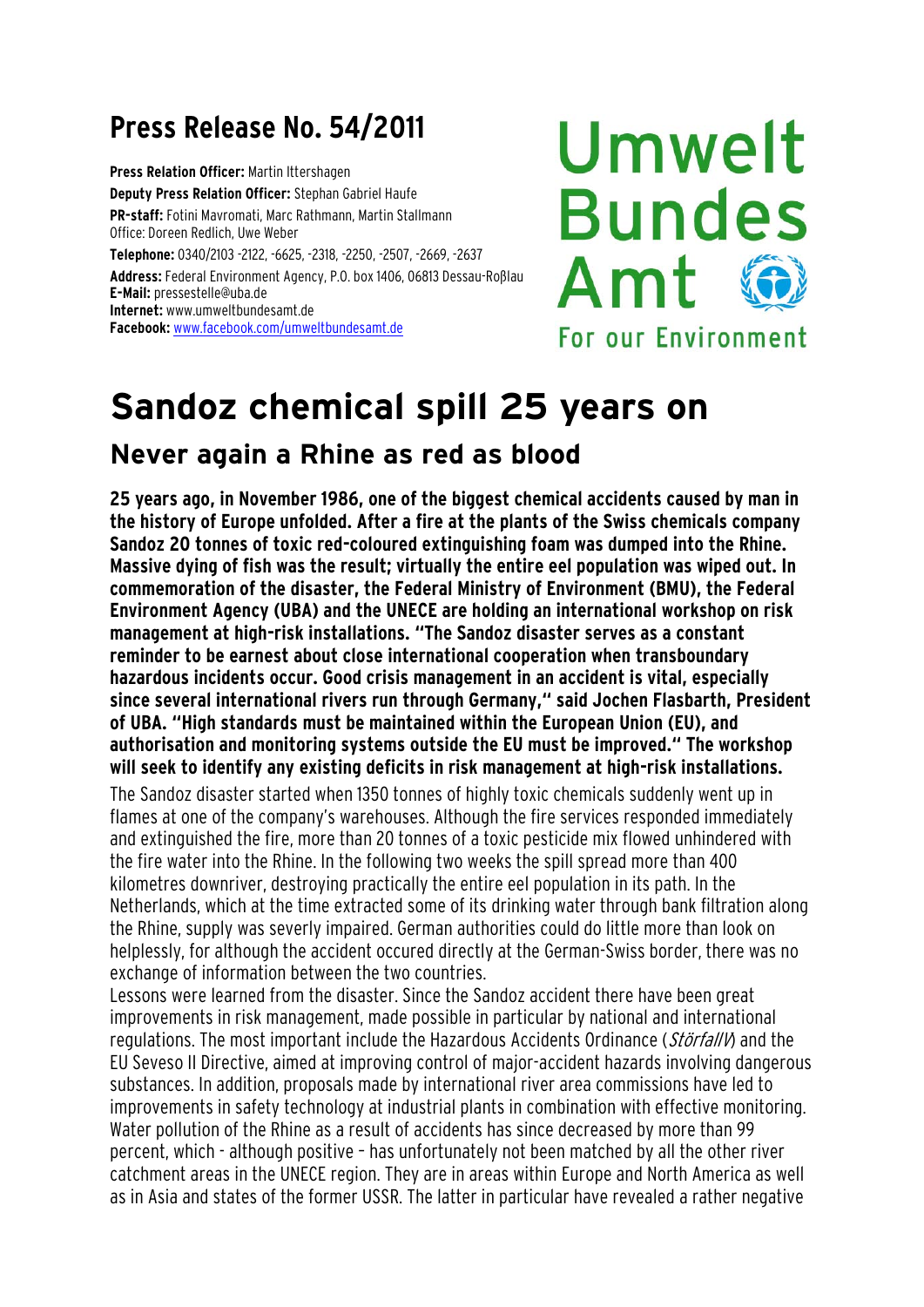# Press Release No. 54/2011

**Press Relation Officer:** Martin Ittershagen
**Deputy Press Relation Officer:** Stephan Gabriel Haufe
**PR-staff:** Fotini Mavromati, Marc Rathmann, Martin Stallmann
Office: Doreen Redlich, Uwe Weber
**Telephone:** 0340/2103 -2122, -6625, -2318, -2250, -2507, -2669, -2637
**Address:** Federal Environment Agency, P.O. box 1406, 06813 Dessau-Roβlau
**E-Mail:** pressestelle@uba.de
**Internet:** www.umweltbundesamt.de
**Facebook:** www.facebook.com/umweltbundesamt.de

Umwelt Bundes Amt
For our Environment

# Sandoz chemical spill 25 years on

## Never again a Rhine as red as blood

**25 years ago, in November 1986, one of the biggest chemical accidents caused by man in the history of Europe unfolded. After a fire at the plants of the Swiss chemicals company Sandoz 20 tonnes of toxic red-coloured extinguishing foam was dumped into the Rhine. Massive dying of fish was the result; virtually the entire eel population was wiped out. In commemoration of the disaster, the Federal Ministry of Environment (BMU), the Federal Environment Agency (UBA) and the UNECE are holding an international workshop on risk management at high-risk installations. "The Sandoz disaster serves as a constant reminder to be earnest about close international cooperation when transboundary hazardous incidents occur. Good crisis management in an accident is vital, especially since several international rivers run through Germany," said Jochen Flasbarth, President of UBA. "High standards must be maintained within the European Union (EU), and authorisation and monitoring systems outside the EU must be improved." The workshop will seek to identify any existing deficits in risk management at high-risk installations.**

The Sandoz disaster started when 1350 tonnes of highly toxic chemicals suddenly went up in flames at one of the company's warehouses. Although the fire services responded immediately and extinguished the fire, more than 20 tonnes of a toxic pesticide mix flowed unhindered with the fire water into the Rhine. In the following two weeks the spill spread more than 400 kilometres downriver, destroying practically the entire eel population in its path. In the Netherlands, which at the time extracted some of its drinking water through bank filtration along the Rhine, supply was severly impaired. German authorities could do little more than look on helplessly, for although the accident occured directly at the German-Swiss border, there was no exchange of information between the two countries.

Lessons were learned from the disaster. Since the Sandoz accident there have been great improvements in risk management, made possible in particular by national and international regulations. The most important include the Hazardous Accidents Ordinance (*StörfallV*) and the EU Seveso II Directive, aimed at improving control of major-accident hazards involving dangerous substances. In addition, proposals made by international river area commissions have led to improvements in safety technology at industrial plants in combination with effective monitoring. Water pollution of the Rhine as a result of accidents has since decreased by more than 99 percent, which - although positive – has unfortunately not been matched by all the other river catchment areas in the UNECE region. They are in areas within Europe and North America as well as in Asia and states of the former USSR. The latter in particular have revealed a rather negative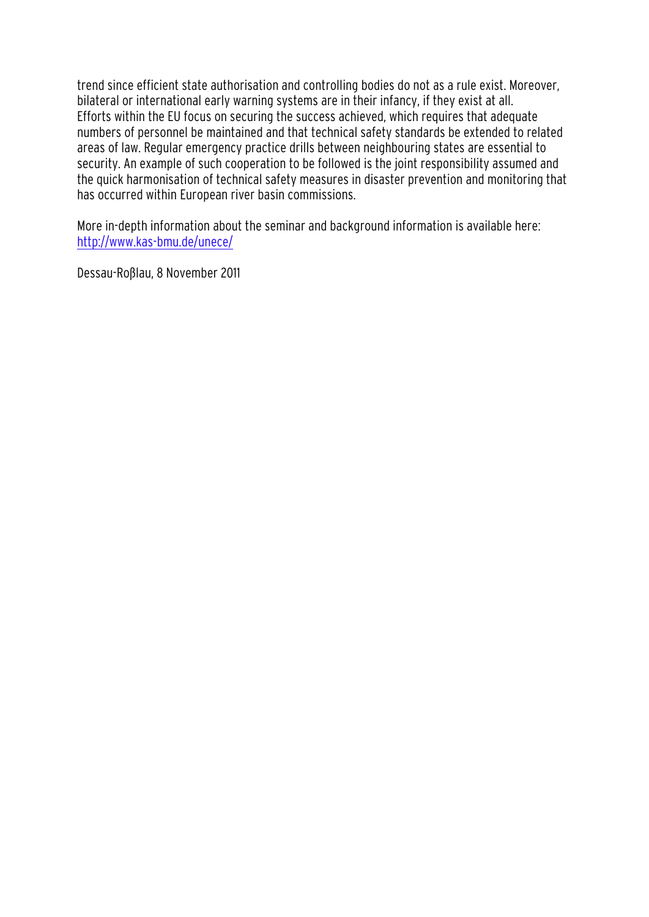trend since efficient state authorisation and controlling bodies do not as a rule exist. Moreover, bilateral or international early warning systems are in their infancy, if they exist at all. Efforts within the EU focus on securing the success achieved, which requires that adequate numbers of personnel be maintained and that technical safety standards be extended to related areas of law. Regular emergency practice drills between neighbouring states are essential to security. An example of such cooperation to be followed is the joint responsibility assumed and the quick harmonisation of technical safety measures in disaster prevention and monitoring that has occurred within European river basin commissions.

More in-depth information about the seminar and background information is available here: [http://www.kas-bmu.de/unece/](http://www.kas-bmu.de/unece/)

Dessau-Roßlau, 8 November 2011